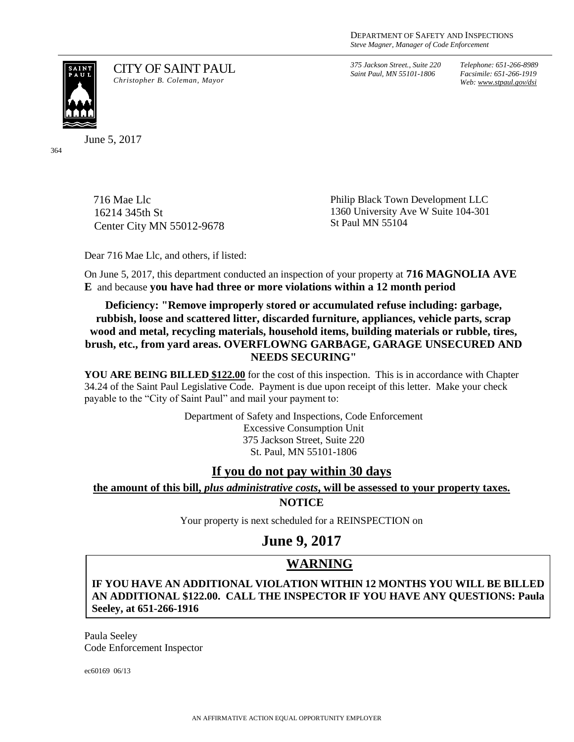DEPARTMENT OF SAFETY AND INSPECTIONS
*Steve Magner, Manager of Code Enforcement*

CITY OF SAINT PAUL
*Christopher B. Coleman, Mayor*

*375 Jackson Street., Suite 220*
*Saint Paul, MN 55101-1806*

*Telephone: 651-266-8989*
*Facsimile: 651-266-1919*
*Web: www.stpaul.gov/dsi*

June 5, 2017

364

716 Mae Llc
16214 345th St
Center City MN 55012-9678

Philip Black Town Development LLC
1360 University Ave W Suite 104-301
St Paul MN 55104

Dear 716 Mae Llc, and others, if listed:

On June 5, 2017, this department conducted an inspection of your property at **716 MAGNOLIA AVE E** and because **you have had three or more violations within a 12 month period**

**Deficiency: "Remove improperly stored or accumulated refuse including: garbage, rubbish, loose and scattered litter, discarded furniture, appliances, vehicle parts, scrap wood and metal, recycling materials, household items, building materials or rubble, tires, brush, etc., from yard areas. OVERFLOWNG GARBAGE, GARAGE UNSECURED AND NEEDS SECURING"**

**YOU ARE BEING BILLED $122.00** for the cost of this inspection. This is in accordance with Chapter 34.24 of the Saint Paul Legislative Code. Payment is due upon receipt of this letter. Make your check payable to the "City of Saint Paul" and mail your payment to:

Department of Safety and Inspections, Code Enforcement
Excessive Consumption Unit
375 Jackson Street, Suite 220
St. Paul, MN 55101-1806

## If you do not pay within 30 days

**the amount of this bill, *plus administrative costs*, will be assessed to your property taxes.**

**NOTICE**

Your property is next scheduled for a REINSPECTION on

# June 9, 2017

## WARNING

**IF YOU HAVE AN ADDITIONAL VIOLATION WITHIN 12 MONTHS YOU WILL BE BILLED AN ADDITIONAL $122.00. CALL THE INSPECTOR IF YOU HAVE ANY QUESTIONS: Paula Seeley, at 651-266-1916**

Paula Seeley
Code Enforcement Inspector

ec60169 06/13

AN AFFIRMATIVE ACTION EQUAL OPPORTUNITY EMPLOYER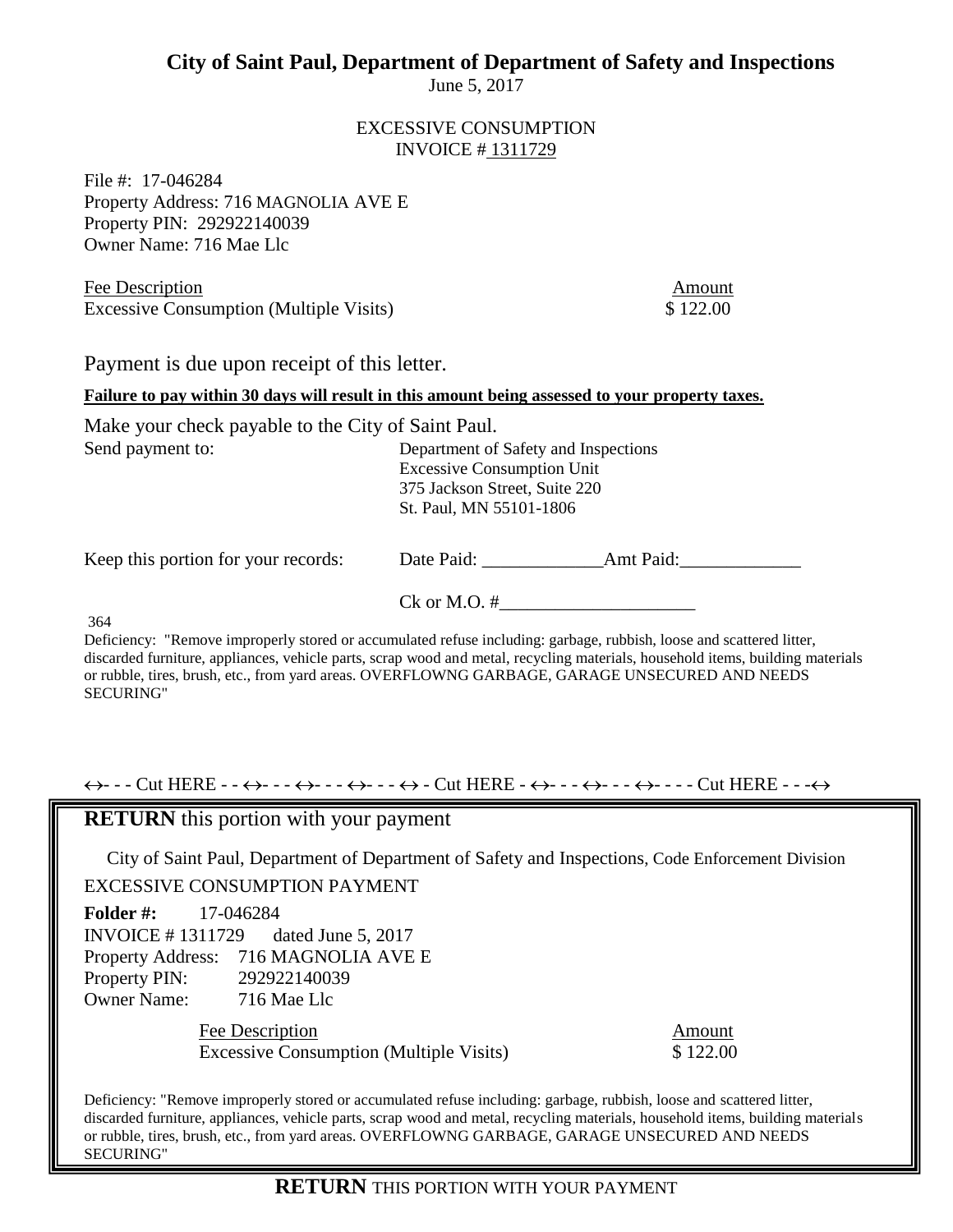## City of Saint Paul, Department of Department of Safety and Inspections

June 5, 2017

EXCESSIVE CONSUMPTION
INVOICE # 1311729

File #: 17-046284
Property Address: 716 MAGNOLIA AVE E
Property PIN: 292922140039
Owner Name: 716 Mae Llc

| Fee Description | Amount |
| --- | --- |
| Excessive Consumption (Multiple Visits) | $ 122.00 |

Payment is due upon receipt of this letter.

**Failure to pay within 30 days will result in this amount being assessed to your property taxes.**

Make your check payable to the City of Saint Paul.

Send payment to:

Department of Safety and Inspections
Excessive Consumption Unit
375 Jackson Street, Suite 220
St. Paul, MN 55101-1806

Keep this portion for your records: Date Paid: _____________ Amt Paid:_____________

Ck or M.O. #_____________________

364

Deficiency: "Remove improperly stored or accumulated refuse including: garbage, rubbish, loose and scattered litter, discarded furniture, appliances, vehicle parts, scrap wood and metal, recycling materials, household items, building materials or rubble, tires, brush, etc., from yard areas. OVERFLOWNG GARBAGE, GARAGE UNSECURED AND NEEDS SECURING"

↔- - - Cut HERE - - ↔- - - ↔- - - ↔- - - ↔ - Cut HERE - ↔- - - ↔- - - ↔- - - - Cut HERE - - -↔

**RETURN** this portion with your payment

City of Saint Paul, Department of Department of Safety and Inspections, Code Enforcement Division

EXCESSIVE CONSUMPTION PAYMENT

**Folder #:** 17-046284
INVOICE # 1311729 dated June 5, 2017
Property Address: 716 MAGNOLIA AVE E
Property PIN: 292922140039
Owner Name: 716 Mae Llc

| Fee Description | Amount |
| --- | --- |
| Excessive Consumption (Multiple Visits) | $ 122.00 |

Deficiency: "Remove improperly stored or accumulated refuse including: garbage, rubbish, loose and scattered litter, discarded furniture, appliances, vehicle parts, scrap wood and metal, recycling materials, household items, building materials or rubble, tires, brush, etc., from yard areas. OVERFLOWNG GARBAGE, GARAGE UNSECURED AND NEEDS SECURING"

**RETURN** THIS PORTION WITH YOUR PAYMENT